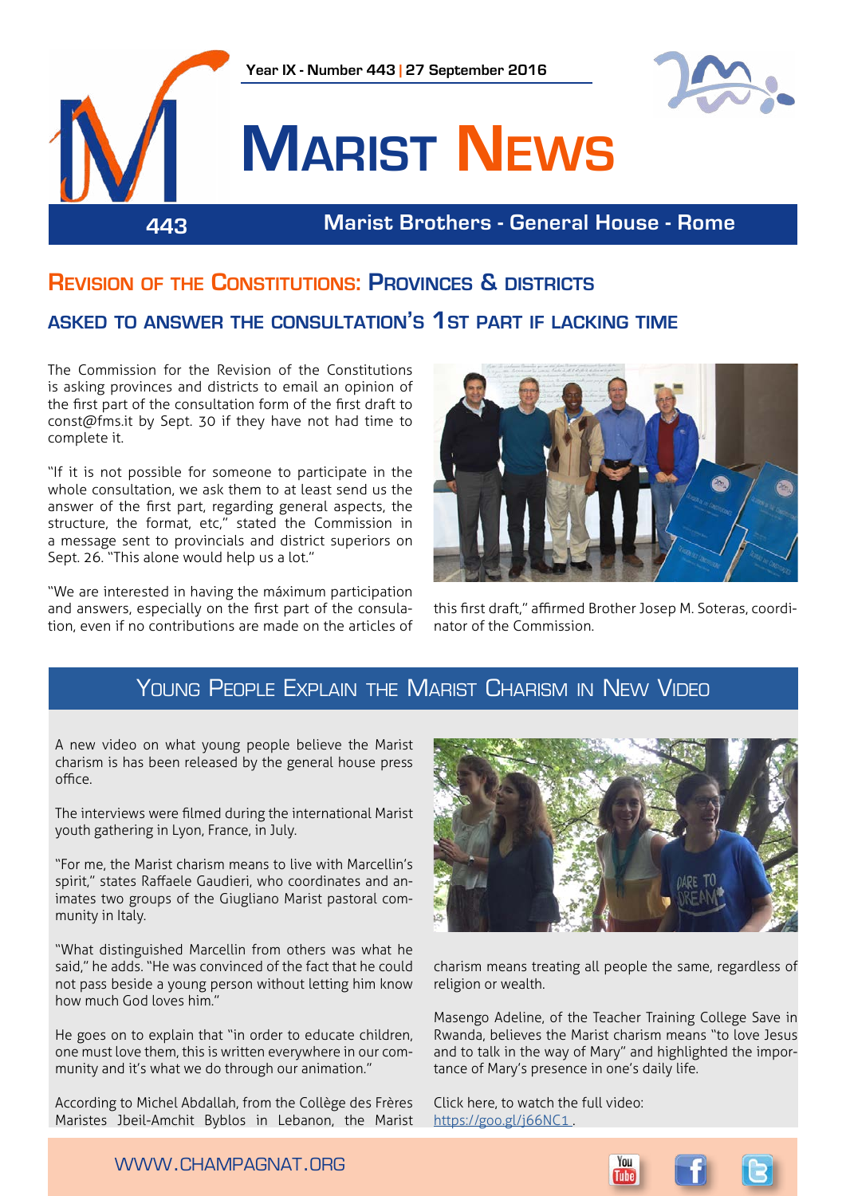Year IX - Number 443 | 27 September 2016

# Marist News

443 — Marist Brothers - General House - Rome

## Revision of the Constitutions: Provinces & districts

### asked to answer the consultation's 1st part if lacking time

The Commission for the Revision of the Constitutions is asking provinces and districts to email an opinion of the first part of the consultation form of the first draft to const@fms.it by Sept. 30 if they have not had time to complete it.

"If it is not possible for someone to participate in the whole consultation, we ask them to at least send us the answer of the first part, regarding general aspects, the structure, the format, etc," stated the Commission in a message sent to provincials and district superiors on Sept. 26. "This alone would help us a lot."

"We are interested in having the máximum participation and answers, especially on the first part of the consultation, even if no contributions are made on the articles of this first draft," affirmed Brother Josep M. Soteras, coordinator of the Commission.

## Young People Explain the Marist Charism in New Video

A new video on what young people believe the Marist charism is has been released by the general house press office.

The interviews were filmed during the international Marist youth gathering in Lyon, France, in July.

"For me, the Marist charism means to live with Marcellin's spirit," states Raffaele Gaudieri, who coordinates and animates two groups of the Giugliano Marist pastoral community in Italy.

"What distinguished Marcellin from others was what he said," he adds. "He was convinced of the fact that he could not pass beside a young person without letting him know how much God loves him."

He goes on to explain that "in order to educate children, one must love them, this is written everywhere in our community and it's what we do through our animation."

According to Michel Abdallah, from the Collège des Frères Maristes Jbeil-Amchit Byblos in Lebanon, the Marist charism means treating all people the same, regardless of religion or wealth.

Masengo Adeline, of the Teacher Training College Save in Rwanda, believes the Marist charism means "to love Jesus and to talk in the way of Mary" and highlighted the importance of Mary's presence in one's daily life.

Click here, to watch the full video: https://goo.gl/j66NC1 .

WWW.CHAMPAGNAT.ORG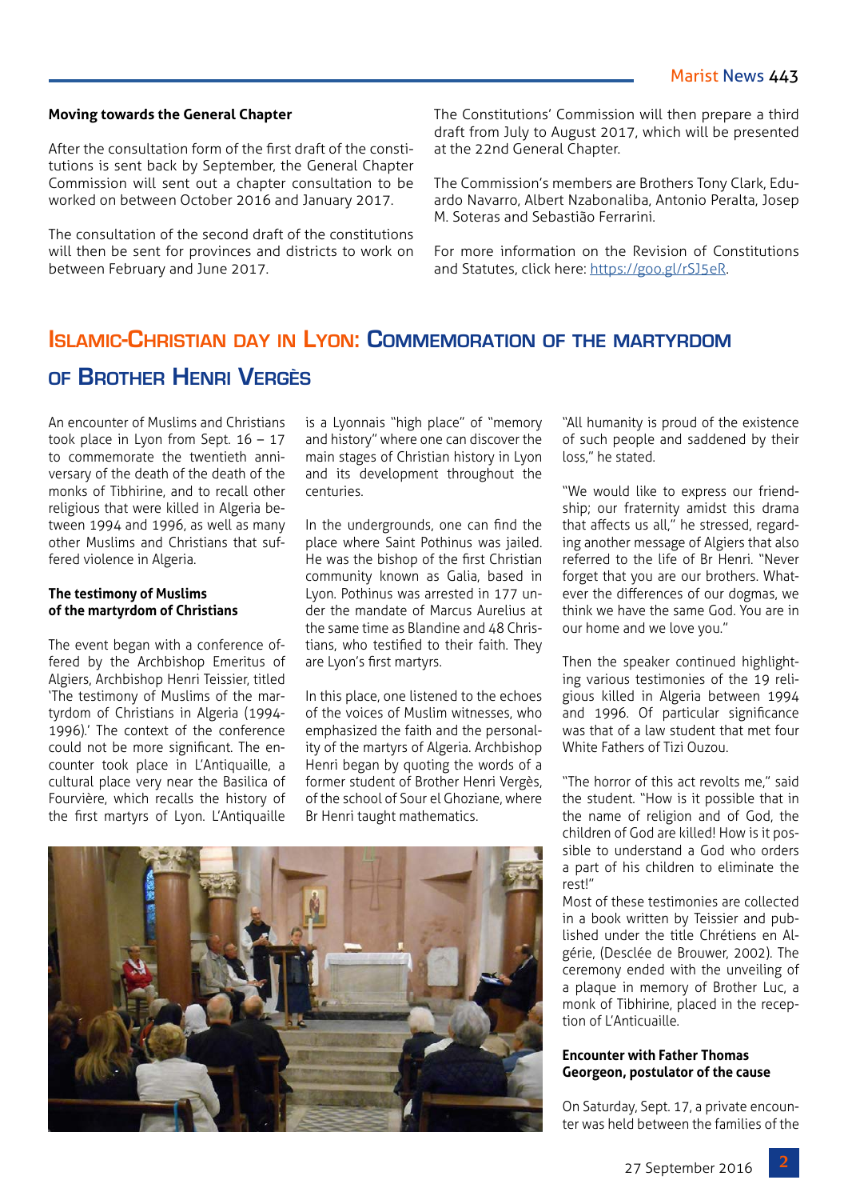**Moving towards the General Chapter**

After the consultation form of the first draft of the constitutions is sent back by September, the General Chapter Commission will sent out a chapter consultation to be worked on between October 2016 and January 2017.

The consultation of the second draft of the constitutions will then be sent for provinces and districts to work on between February and June 2017.

The Constitutions' Commission will then prepare a third draft from July to August 2017, which will be presented at the 22nd General Chapter.

The Commission's members are Brothers Tony Clark, Eduardo Navarro, Albert Nzabonaliba, Antonio Peralta, Josep M. Soteras and Sebastião Ferrarini.

For more information on the Revision of Constitutions and Statutes, click here: https://goo.gl/rSJ5eR.

## Islamic-Christian day in Lyon: Commemoration of the martyrdom of Brother Henri Vergès

An encounter of Muslims and Christians took place in Lyon from Sept. 16 – 17 to commemorate the twentieth anniversary of the death of the death of the monks of Tibhirine, and to recall other religious that were killed in Algeria between 1994 and 1996, as well as many other Muslims and Christians that suffered violence in Algeria.

**The testimony of Muslims of the martyrdom of Christians**

The event began with a conference offered by the Archbishop Emeritus of Algiers, Archbishop Henri Teissier, titled 'The testimony of Muslims of the martyrdom of Christians in Algeria (1994-1996).' The context of the conference could not be more significant. The encounter took place in L'Antiquaille, a cultural place very near the Basilica of Fourvière, which recalls the history of the first martyrs of Lyon. L'Antiquaille is a Lyonnais "high place" of "memory and history" where one can discover the main stages of Christian history in Lyon and its development throughout the centuries.

In the undergrounds, one can find the place where Saint Pothinus was jailed. He was the bishop of the first Christian community known as Galia, based in Lyon. Pothinus was arrested in 177 under the mandate of Marcus Aurelius at the same time as Blandine and 48 Christians, who testified to their faith. They are Lyon's first martyrs.

In this place, one listened to the echoes of the voices of Muslim witnesses, who emphasized the faith and the personality of the martyrs of Algeria. Archbishop Henri began by quoting the words of a former student of Brother Henri Vergès, of the school of Sour el Ghoziane, where Br Henri taught mathematics.

"All humanity is proud of the existence of such people and saddened by their loss," he stated.

"We would like to express our friendship; our fraternity amidst this drama that affects us all," he stressed, regarding another message of Algiers that also referred to the life of Br Henri. "Never forget that you are our brothers. Whatever the differences of our dogmas, we think we have the same God. You are in our home and we love you."

Then the speaker continued highlighting various testimonies of the 19 religious killed in Algeria between 1994 and 1996. Of particular significance was that of a law student that met four White Fathers of Tizi Ouzou.

"The horror of this act revolts me," said the student. "How is it possible that in the name of religion and of God, the children of God are killed! How is it possible to understand a God who orders a part of his children to eliminate the rest!"

Most of these testimonies are collected in a book written by Teissier and published under the title Chrétiens en Algérie, (Desclée de Brouwer, 2002). The ceremony ended with the unveiling of a plaque in memory of Brother Luc, a monk of Tibhirine, placed in the reception of L'Anticuaille.

**Encounter with Father Thomas Georgeon, postulator of the cause**

On Saturday, Sept. 17, a private encounter was held between the families of the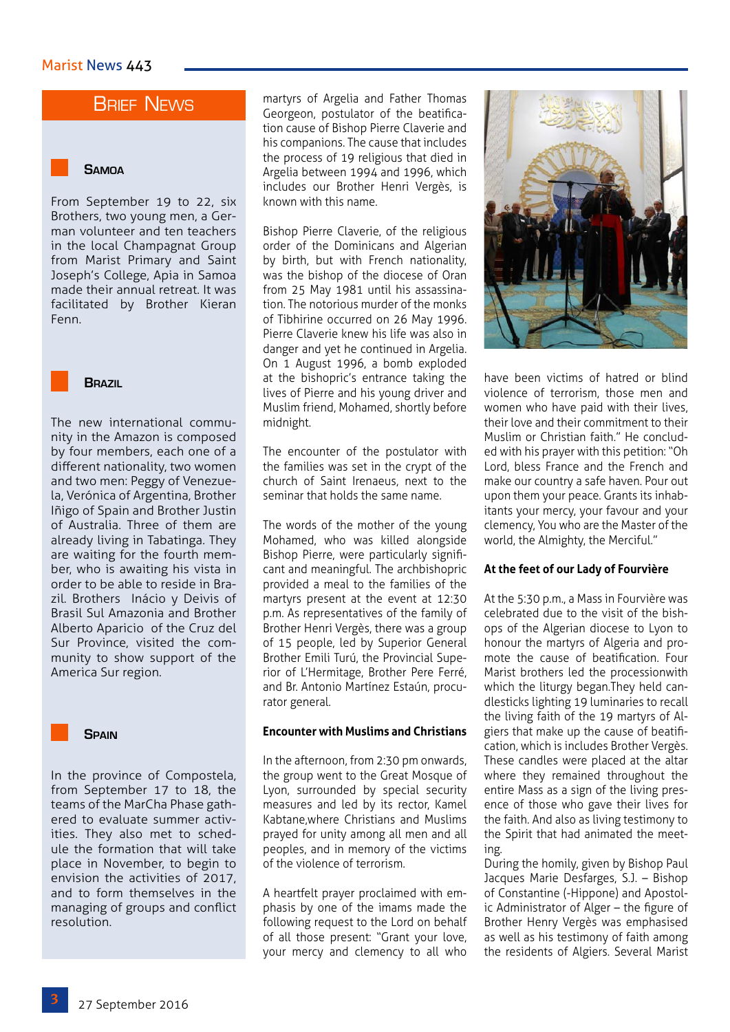# Brief News

## Samoa

From September 19 to 22, six Brothers, two young men, a German volunteer and ten teachers in the local Champagnat Group from Marist Primary and Saint Joseph's College, Apia in Samoa made their annual retreat. It was facilitated by Brother Kieran Fenn.

## Brazil

The new international community in the Amazon is composed by four members, each one of a different nationality, two women and two men: Peggy of Venezuela, Verónica of Argentina, Brother Iñigo of Spain and Brother Justin of Australia. Three of them are already living in Tabatinga. They are waiting for the fourth member, who is awaiting his vista in order to be able to reside in Brazil. Brothers Inácio y Deivis of Brasil Sul Amazonia and Brother Alberto Aparicio of the Cruz del Sur Province, visited the community to show support of the America Sur region.

## Spain

In the province of Compostela, from September 17 to 18, the teams of the MarCha Phase gathered to evaluate summer activities. They also met to schedule the formation that will take place in November, to begin to envision the activities of 2017, and to form themselves in the managing of groups and conflict resolution.

martyrs of Argelia and Father Thomas Georgeon, postulator of the beatification cause of Bishop Pierre Claverie and his companions. The cause that includes the process of 19 religious that died in Argelia between 1994 and 1996, which includes our Brother Henri Vergès, is known with this name.

Bishop Pierre Claverie, of the religious order of the Dominicans and Algerian by birth, but with French nationality, was the bishop of the diocese of Oran from 25 May 1981 until his assassination. The notorious murder of the monks of Tibhirine occurred on 26 May 1996. Pierre Claverie knew his life was also in danger and yet he continued in Argelia. On 1 August 1996, a bomb exploded at the bishopric's entrance taking the lives of Pierre and his young driver and Muslim friend, Mohamed, shortly before midnight.

The encounter of the postulator with the families was set in the crypt of the church of Saint Irenaeus, next to the seminar that holds the same name.

The words of the mother of the young Mohamed, who was killed alongside Bishop Pierre, were particularly significant and meaningful. The archbishopric provided a meal to the families of the martyrs present at the event at 12:30 p.m. As representatives of the family of Brother Henri Vergès, there was a group of 15 people, led by Superior General Brother Emili Turú, the Provincial Superior of L'Hermitage, Brother Pere Ferré, and Br. Antonio Martínez Estaún, procurator general.

### Encounter with Muslims and Christians

In the afternoon, from 2:30 pm onwards, the group went to the Great Mosque of Lyon, surrounded by special security measures and led by its rector, Kamel Kabtane,where Christians and Muslims prayed for unity among all men and all peoples, and in memory of the victims of the violence of terrorism.

A heartfelt prayer proclaimed with emphasis by one of the imams made the following request to the Lord on behalf of all those present: "Grant your love, your mercy and clemency to all who have been victims of hatred or blind violence of terrorism, those men and women who have paid with their lives, their love and their commitment to their Muslim or Christian faith." He concluded with his prayer with this petition: "Oh Lord, bless France and the French and make our country a safe haven. Pour out upon them your peace. Grants its inhabitants your mercy, your favour and your clemency, You who are the Master of the world, the Almighty, the Merciful."

### At the feet of our Lady of Fourvière

At the 5:30 p.m., a Mass in Fourvière was celebrated due to the visit of the bishops of the Algerian diocese to Lyon to honour the martyrs of Algeria and promote the cause of beatification. Four Marist brothers led the processionwith which the liturgy began.They held candlesticks lighting 19 luminaries to recall the living faith of the 19 martyrs of Algiers that make up the cause of beatification, which is includes Brother Vergès. These candles were placed at the altar where they remained throughout the entire Mass as a sign of the living presence of those who gave their lives for the faith. And also as living testimony to the Spirit that had animated the meeting.

During the homily, given by Bishop Paul Jacques Marie Desfarges, S.J. – Bishop of Constantine (-Hippone) and Apostolic Administrator of Alger – the figure of Brother Henry Vergès was emphasised as well as his testimony of faith among the residents of Algiers. Several Marist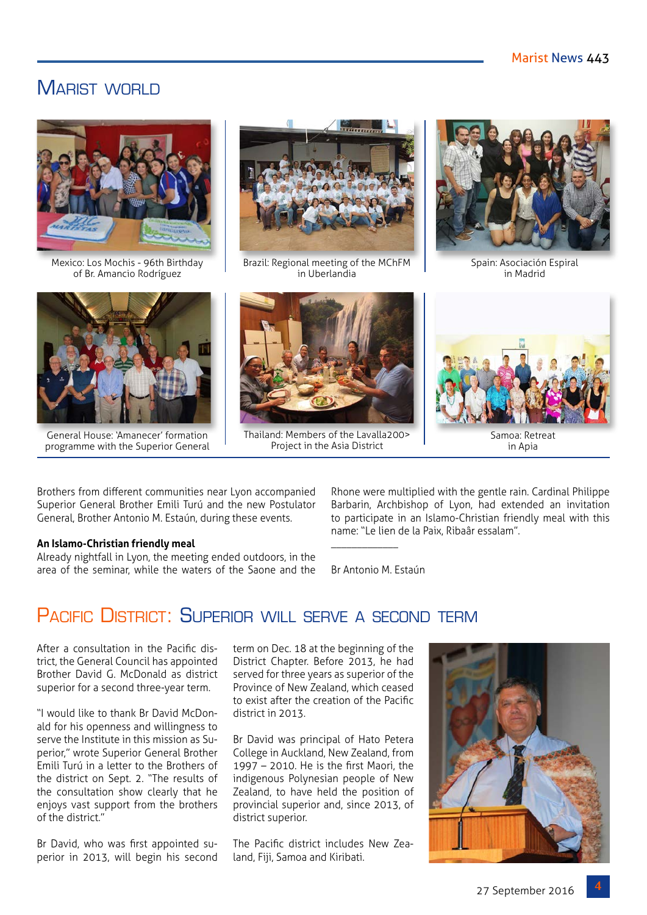# Marist world

Mexico: Los Mochis - 96th Birthday of Br. Amancio Rodríguez

Brazil: Regional meeting of the MChFM in Uberlandia

Spain: Asociación Espiral in Madrid

General House: 'Amanecer' formation programme with the Superior General

Thailand: Members of the Lavalla200> Project in the Asia District

Samoa: Retreat in Apia

Brothers from different communities near Lyon accompanied Superior General Brother Emili Turú and the new Postulator General, Brother Antonio M. Estaún, during these events.

**An Islamo-Christian friendly meal**

Already nightfall in Lyon, the meeting ended outdoors, in the area of the seminar, while the waters of the Saone and the Rhone were multiplied with the gentle rain. Cardinal Philippe Barbarin, Archbishop of Lyon, had extended an invitation to participate in an Islamo-Christian friendly meal with this name: "Le lien de la Paix, Ribaât essalam".

___________

Br Antonio M. Estaún

## Pacific District: Superior will serve a second term

After a consultation in the Pacific district, the General Council has appointed Brother David G. McDonald as district superior for a second three-year term.

"I would like to thank Br David McDonald for his openness and willingness to serve the Institute in this mission as Superior," wrote Superior General Brother Emili Turú in a letter to the Brothers of the district on Sept. 2. "The results of the consultation show clearly that he enjoys vast support from the brothers of the district."

Br David, who was first appointed superior in 2013, will begin his second term on Dec. 18 at the beginning of the District Chapter. Before 2013, he had served for three years as superior of the Province of New Zealand, which ceased to exist after the creation of the Pacific district in 2013.

Br David was principal of Hato Petera College in Auckland, New Zealand, from 1997 – 2010. He is the first Maori, the indigenous Polynesian people of New Zealand, to have held the position of provincial superior and, since 2013, of district superior.

The Pacific district includes New Zealand, Fiji, Samoa and Kiribati.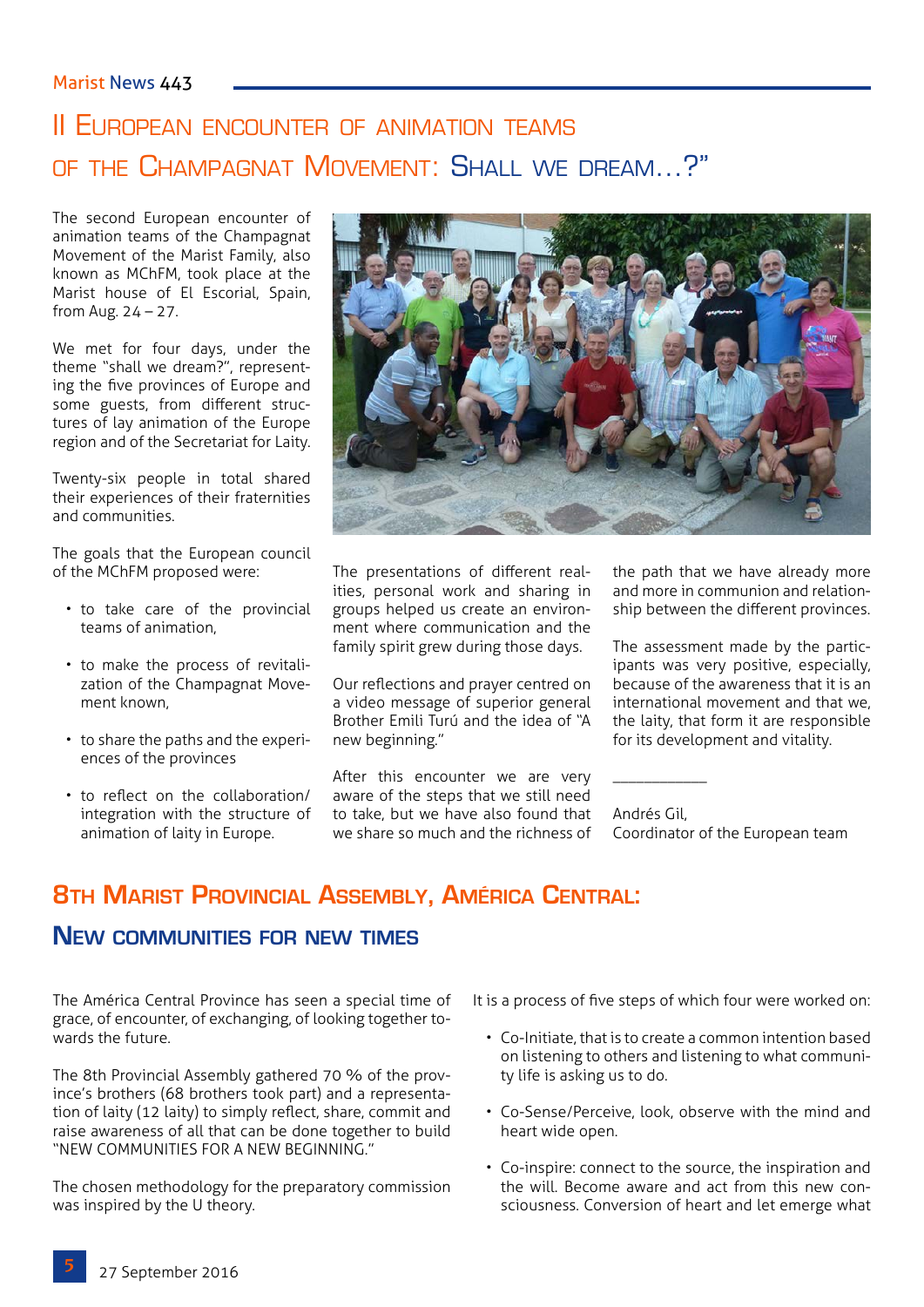# II European encounter of animation teams of the Champagnat Movement: Shall we dream…?"

The second European encounter of animation teams of the Champagnat Movement of the Marist Family, also known as MChFM, took place at the Marist house of El Escorial, Spain, from Aug. 24 – 27.

We met for four days, under the theme "shall we dream?", representing the five provinces of Europe and some guests, from different structures of lay animation of the Europe region and of the Secretariat for Laity.

Twenty-six people in total shared their experiences of their fraternities and communities.

The goals that the European council of the MChFM proposed were:

- to take care of the provincial teams of animation,
- to make the process of revitalization of the Champagnat Movement known,
- to share the paths and the experiences of the provinces
- to reflect on the collaboration/integration with the structure of animation of laity in Europe.

The presentations of different realities, personal work and sharing in groups helped us create an environment where communication and the family spirit grew during those days.

Our reflections and prayer centred on a video message of superior general Brother Emili Turú and the idea of "A new beginning."

After this encounter we are very aware of the steps that we still need to take, but we have also found that we share so much and the richness of the path that we have already more and more in communion and relationship between the different provinces.

The assessment made by the participants was very positive, especially, because of the awareness that it is an international movement and that we, the laity, that form it are responsible for its development and vitality.

___________

Andrés Gil,
Coordinator of the European team

## 8th Marist Provincial Assembly, América Central:

### New communities for new times

The América Central Province has seen a special time of grace, of encounter, of exchanging, of looking together towards the future.

The 8th Provincial Assembly gathered 70 % of the province's brothers (68 brothers took part) and a representation of laity (12 laity) to simply reflect, share, commit and raise awareness of all that can be done together to build "NEW COMMUNITIES FOR A NEW BEGINNING."

The chosen methodology for the preparatory commission was inspired by the U theory.

It is a process of five steps of which four were worked on:

- Co-Initiate, that is to create a common intention based on listening to others and listening to what community life is asking us to do.
- Co-Sense/Perceive, look, observe with the mind and heart wide open.
- Co-inspire: connect to the source, the inspiration and the will. Become aware and act from this new consciousness. Conversion of heart and let emerge what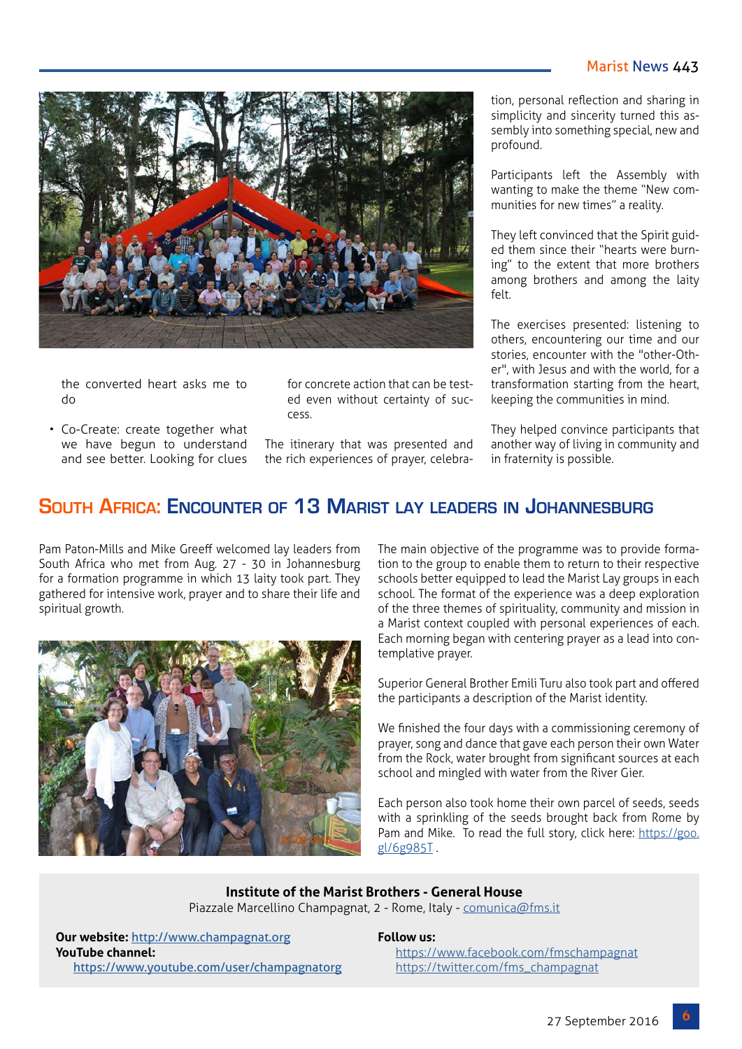the converted heart asks me to do

- Co-Create: create together what we have begun to understand and see better. Looking for clues for concrete action that can be tested even without certainty of success.

The itinerary that was presented and the rich experiences of prayer, celebration, personal reflection and sharing in simplicity and sincerity turned this assembly into something special, new and profound.

Participants left the Assembly with wanting to make the theme "New communities for new times" a reality.

They left convinced that the Spirit guided them since their "hearts were burning" to the extent that more brothers among brothers and among the laity felt.

The exercises presented: listening to others, encountering our time and our stories, encounter with the "other-Other", with Jesus and with the world, for a transformation starting from the heart, keeping the communities in mind.

They helped convince participants that another way of living in community and in fraternity is possible.

## South Africa: Encounter of 13 Marist lay leaders in Johannesburg

Pam Paton-Mills and Mike Greeff welcomed lay leaders from South Africa who met from Aug. 27 - 30 in Johannesburg for a formation programme in which 13 laity took part. They gathered for intensive work, prayer and to share their life and spiritual growth.

The main objective of the programme was to provide formation to the group to enable them to return to their respective schools better equipped to lead the Marist Lay groups in each school. The format of the experience was a deep exploration of the three themes of spirituality, community and mission in a Marist context coupled with personal experiences of each. Each morning began with centering prayer as a lead into contemplative prayer.

Superior General Brother Emili Turu also took part and offered the participants a description of the Marist identity.

We finished the four days with a commissioning ceremony of prayer, song and dance that gave each person their own Water from the Rock, water brought from significant sources at each school and mingled with water from the River Gier.

Each person also took home their own parcel of seeds, seeds with a sprinkling of the seeds brought back from Rome by Pam and Mike. To read the full story, click here: https://goo.gl/6g985T .

**Institute of the Marist Brothers - General House**
Piazzale Marcellino Champagnat, 2 - Rome, Italy - comunica@fms.it

**Our website:** http://www.champagnat.org
**YouTube channel:**
https://www.youtube.com/user/champagnatorg

**Follow us:**
https://www.facebook.com/fmschampagnat
https://twitter.com/fms_champagnat

27 September 2016